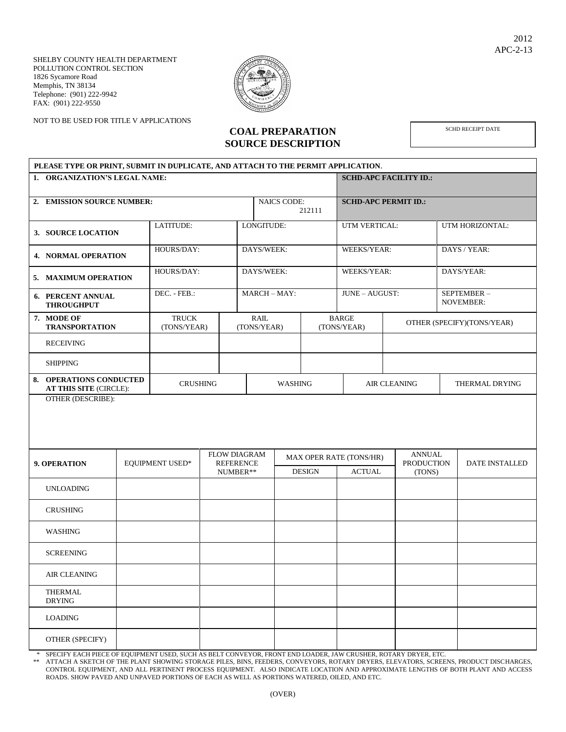2012
APC-2-13

SHELBY COUNTY HEALTH DEPARTMENT
POLLUTION CONTROL SECTION
1826 Sycamore Road
Memphis, TN 38134
Telephone: (901) 222-9942
FAX: (901) 222-9550

NOT TO BE USED FOR TITLE V APPLICATIONS

# COAL PREPARATION SOURCE DESCRIPTION

| SCHD RECEIPT DATE |
|---|
| |

**PLEASE TYPE OR PRINT, SUBMIT IN DUPLICATE, AND ATTACH TO THE PERMIT APPLICATION.**

| | | | |
|---|---|---|---|
| **1. ORGANIZATION'S LEGAL NAME:** | | **SCHD-APC FACILITY ID.:** | |
| **2. EMISSION SOURCE NUMBER:** | NAICS CODE: 212111 | **SCHD-APC PERMIT ID.:** | |

| | | | | |
|---|---|---|---|---|
| **3. SOURCE LOCATION** | LATITUDE: | LONGITUDE: | UTM VERTICAL: | UTM HORIZONTAL: |
| **4. NORMAL OPERATION** | HOURS/DAY: | DAYS/WEEK: | WEEKS/YEAR: | DAYS / YEAR: |
| **5. MAXIMUM OPERATION** | HOURS/DAY: | DAYS/WEEK: | WEEKS/YEAR: | DAYS/YEAR: |
| **6. PERCENT ANNUAL THROUGHPUT** | DEC. - FEB.: | MARCH – MAY: | JUNE – AUGUST: | SEPTEMBER – NOVEMBER: |

| **7. MODE OF TRANSPORTATION** | TRUCK (TONS/YEAR) | RAIL (TONS/YEAR) | BARGE (TONS/YEAR) | OTHER (SPECIFY)(TONS/YEAR) |
|---|---|---|---|---|
| RECEIVING | | | | |
| SHIPPING | | | | |

| **8. OPERATIONS CONDUCTED AT THIS SITE** (CIRCLE): | CRUSHING | WASHING | AIR CLEANING | THERMAL DRYING |
|---|---|---|---|---|

OTHER (DESCRIBE):

| **9. OPERATION** | EQUIPMENT USED* | FLOW DIAGRAM REFERENCE NUMBER** | MAX OPER RATE (TONS/HR) | | ANNUAL PRODUCTION (TONS) | DATE INSTALLED |
|---|---|---|---|---|---|---|
| | | | DESIGN | ACTUAL | | |
| UNLOADING | | | | | | |
| CRUSHING | | | | | | |
| WASHING | | | | | | |
| SCREENING | | | | | | |
| AIR CLEANING | | | | | | |
| THERMAL DRYING | | | | | | |
| LOADING | | | | | | |
| OTHER (SPECIFY) | | | | | | |

\* SPECIFY EACH PIECE OF EQUIPMENT USED, SUCH AS BELT CONVEYOR, FRONT END LOADER, JAW CRUSHER, ROTARY DRYER, ETC.

** ATTACH A SKETCH OF THE PLANT SHOWING STORAGE PILES, BINS, FEEDERS, CONVEYORS, ROTARY DRYERS, ELEVATORS, SCREENS, PRODUCT DISCHARGES, CONTROL EQUIPMENT, AND ALL PERTINENT PROCESS EQUIPMENT. ALSO INDICATE LOCATION AND APPROXIMATE LENGTHS OF BOTH PLANT AND ACCESS ROADS. SHOW PAVED AND UNPAVED PORTIONS OF EACH AS WELL AS PORTIONS WATERED, OILED, AND ETC.

(OVER)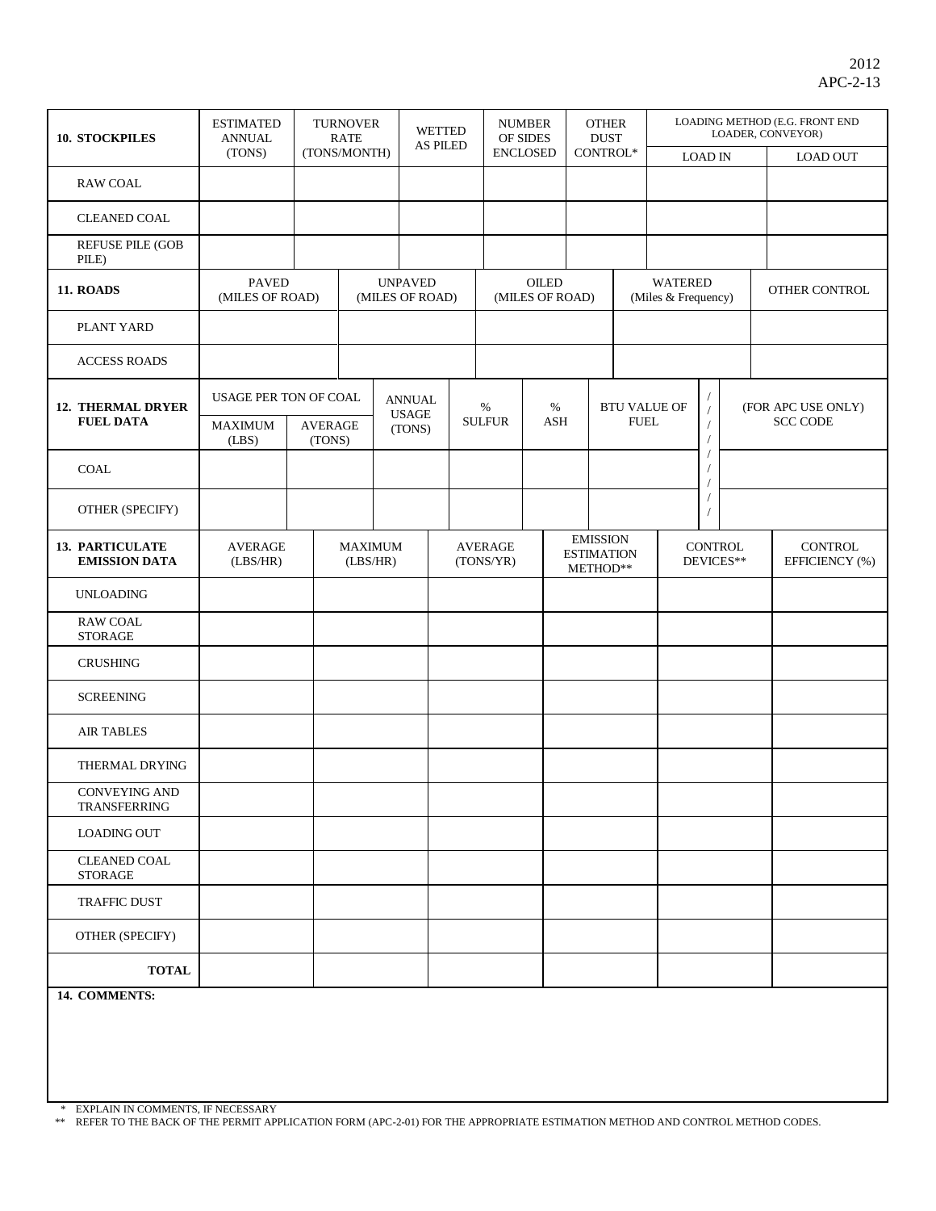| 10. STOCKPILES | ESTIMATED ANNUAL (TONS) | TURNOVER RATE (TONS/MONTH) | WETTED AS PILED | NUMBER OF SIDES ENCLOSED | OTHER DUST CONTROL* | LOADING METHOD (E.G. FRONT END LOADER, CONVEYOR) | |
|---|---|---|---|---|---|---|---|
| | | | | | | LOAD IN | LOAD OUT |
| RAW COAL | | | | | | | |
| CLEANED COAL | | | | | | | |
| REFUSE PILE (GOB PILE) | | | | | | | |

| 11. ROADS | PAVED (MILES OF ROAD) | UNPAVED (MILES OF ROAD) | OILED (MILES OF ROAD) | WATERED (Miles & Frequency) | OTHER CONTROL |
|---|---|---|---|---|---|
| PLANT YARD | | | | | |
| ACCESS ROADS | | | | | |

| 12. THERMAL DRYER FUEL DATA | USAGE PER TON OF COAL | | ANNUAL USAGE (TONS) | % SULFUR | % ASH | BTU VALUE OF FUEL | (FOR APC USE ONLY) SCC CODE |
|---|---|---|---|---|---|---|---|
| | MAXIMUM (LBS) | AVERAGE (TONS) | | | | | |
| COAL | | | | | | | |
| OTHER (SPECIFY) | | | | | | | |

| 13. PARTICULATE EMISSION DATA | AVERAGE (LBS/HR) | MAXIMUM (LBS/HR) | AVERAGE (TONS/YR) | EMISSION ESTIMATION METHOD** | CONTROL DEVICES** | CONTROL EFFICIENCY (%) |
|---|---|---|---|---|---|---|
| UNLOADING | | | | | | |
| RAW COAL STORAGE | | | | | | |
| CRUSHING | | | | | | |
| SCREENING | | | | | | |
| AIR TABLES | | | | | | |
| THERMAL DRYING | | | | | | |
| CONVEYING AND TRANSFERRING | | | | | | |
| LOADING OUT | | | | | | |
| CLEANED COAL STORAGE | | | | | | |
| TRAFFIC DUST | | | | | | |
| OTHER (SPECIFY) | | | | | | |
| **TOTAL** | | | | | | |

**14. COMMENTS:**

\* EXPLAIN IN COMMENTS, IF NECESSARY

\** REFER TO THE BACK OF THE PERMIT APPLICATION FORM (APC-2-01) FOR THE APPROPRIATE ESTIMATION METHOD AND CONTROL METHOD CODES.